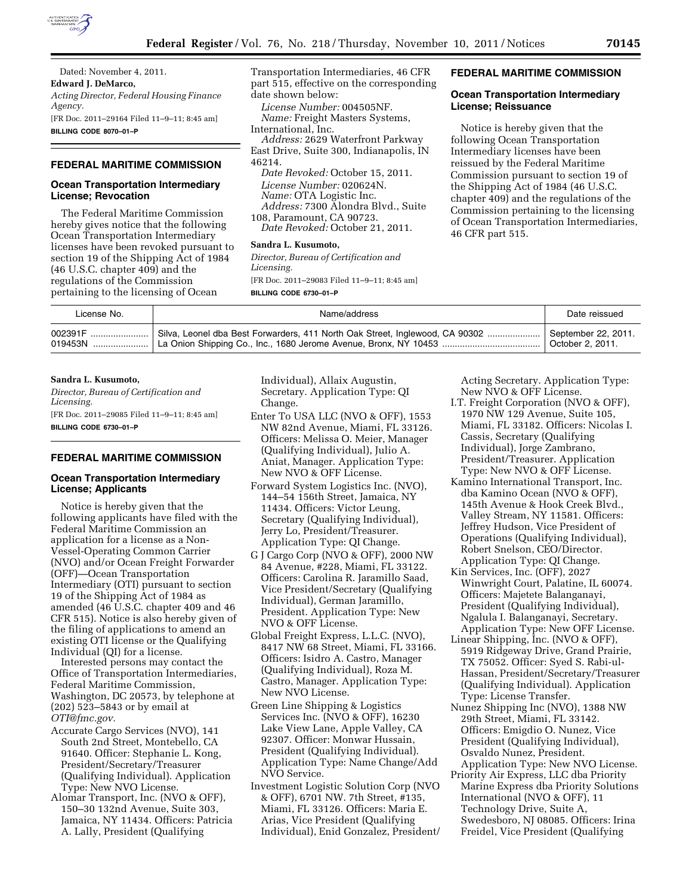Dated: November 4, 2011.

**Edward J. DeMarco,**

*Acting Director, Federal Housing Finance Agency.*

[FR Doc. 2011–29164 Filed 11–9–11; 8:45 am]

**BILLING CODE 8070–01–P**

## FEDERAL MARITIME COMMISSION

### Ocean Transportation Intermediary License; Revocation

The Federal Maritime Commission hereby gives notice that the following Ocean Transportation Intermediary licenses have been revoked pursuant to section 19 of the Shipping Act of 1984 (46 U.S.C. chapter 409) and the regulations of the Commission pertaining to the licensing of Ocean Transportation Intermediaries, 46 CFR part 515, effective on the corresponding date shown below:

*License Number:* 004505NF.
*Name:* Freight Masters Systems, International, Inc.
*Address:* 2629 Waterfront Parkway East Drive, Suite 300, Indianapolis, IN 46214.
*Date Revoked:* October 15, 2011.

*License Number:* 020624N.
*Name:* OTA Logistic Inc.
*Address:* 7300 Alondra Blvd., Suite 108, Paramount, CA 90723.
*Date Revoked:* October 21, 2011.

**Sandra L. Kusumoto,**

*Director, Bureau of Certification and Licensing.*

[FR Doc. 2011–29083 Filed 11–9–11; 8:45 am]

**BILLING CODE 6730–01–P**

## FEDERAL MARITIME COMMISSION

### Ocean Transportation Intermediary License; Reissuance

Notice is hereby given that the following Ocean Transportation Intermediary licenses have been reissued by the Federal Maritime Commission pursuant to section 19 of the Shipping Act of 1984 (46 U.S.C. chapter 409) and the regulations of the Commission pertaining to the licensing of Ocean Transportation Intermediaries, 46 CFR part 515.

| License No. | Name/address | Date reissued |
|---|---|---|
| 002391F | Silva, Leonel dba Best Forwarders, 411 North Oak Street, Inglewood, CA 90302 | September 22, 2011. |
| 019453N | La Onion Shipping Co., Inc., 1680 Jerome Avenue, Bronx, NY 10453 | October 2, 2011. |

**Sandra L. Kusumoto,**

*Director, Bureau of Certification and Licensing.*

[FR Doc. 2011–29085 Filed 11–9–11; 8:45 am]

**BILLING CODE 6730–01–P**

## FEDERAL MARITIME COMMISSION

### Ocean Transportation Intermediary License; Applicants

Notice is hereby given that the following applicants have filed with the Federal Maritime Commission an application for a license as a Non-Vessel-Operating Common Carrier (NVO) and/or Ocean Freight Forwarder (OFF)—Ocean Transportation Intermediary (OTI) pursuant to section 19 of the Shipping Act of 1984 as amended (46 U.S.C. chapter 409 and 46 CFR 515). Notice is also hereby given of the filing of applications to amend an existing OTI license or the Qualifying Individual (QI) for a license.

Interested persons may contact the Office of Transportation Intermediaries, Federal Maritime Commission, Washington, DC 20573, by telephone at (202) 523–5843 or by email at *OTI@fmc.gov.*

Accurate Cargo Services (NVO), 141 South 2nd Street, Montebello, CA 91640. Officer: Stephanie L. Kong, President/Secretary/Treasurer (Qualifying Individual). Application Type: New NVO License.

Alomar Transport, Inc. (NVO & OFF), 150–30 132nd Avenue, Suite 303, Jamaica, NY 11434. Officers: Patricia A. Lally, President (Qualifying Individual), Allaix Augustin, Secretary. Application Type: QI Change.

Enter To USA LLC (NVO & OFF), 1553 NW 82nd Avenue, Miami, FL 33126. Officers: Melissa O. Meier, Manager (Qualifying Individual), Julio A. Aniat, Manager. Application Type: New NVO & OFF License.

Forward System Logistics Inc. (NVO), 144–54 156th Street, Jamaica, NY 11434. Officers: Victor Leung, Secretary (Qualifying Individual), Jerry Lo, President/Treasurer. Application Type: QI Change.

G J Cargo Corp (NVO & OFF), 2000 NW 84 Avenue, #228, Miami, FL 33122. Officers: Carolina R. Jaramillo Saad, Vice President/Secretary (Qualifying Individual), German Jaramillo, President. Application Type: New NVO & OFF License.

Global Freight Express, L.L.C. (NVO), 8417 NW 68 Street, Miami, FL 33166. Officers: Isidro A. Castro, Manager (Qualifying Individual), Roza M. Castro, Manager. Application Type: New NVO License.

Green Line Shipping & Logistics Services Inc. (NVO & OFF), 16230 Lake View Lane, Apple Valley, CA 92307. Officer: Monwar Hussain, President (Qualifying Individual). Application Type: Name Change/Add NVO Service.

Investment Logistic Solution Corp (NVO & OFF), 6701 NW. 7th Street, #135, Miami, FL 33126. Officers: Maria E. Arias, Vice President (Qualifying Individual), Enid Gonzalez, President/Acting Secretary. Application Type: New NVO & OFF License.

I.T. Freight Corporation (NVO & OFF), 1970 NW 129 Avenue, Suite 105, Miami, FL 33182. Officers: Nicolas I. Cassis, Secretary (Qualifying Individual), Jorge Zambrano, President/Treasurer. Application Type: New NVO & OFF License.

Kamino International Transport, Inc. dba Kamino Ocean (NVO & OFF), 145th Avenue & Hook Creek Blvd., Valley Stream, NY 11581. Officers: Jeffrey Hudson, Vice President of Operations (Qualifying Individual), Robert Snelson, CEO/Director. Application Type: QI Change.

Kin Services, Inc. (OFF), 2027 Winwright Court, Palatine, IL 60074. Officers: Majetete Balanganayi, President (Qualifying Individual), Ngalula I. Balanganayi, Secretary. Application Type: New OFF License.

Linear Shipping, Inc. (NVO & OFF), 5919 Ridgeway Drive, Grand Prairie, TX 75052. Officer: Syed S. Rabi-ul-Hassan, President/Secretary/Treasurer (Qualifying Individual). Application Type: License Transfer.

Nunez Shipping Inc (NVO), 1388 NW 29th Street, Miami, FL 33142. Officers: Emigdio O. Nunez, Vice President (Qualifying Individual), Osvaldo Nunez, President. Application Type: New NVO License.

Priority Air Express, LLC dba Priority Marine Express dba Priority Solutions International (NVO & OFF), 11 Technology Drive, Suite A, Swedesboro, NJ 08085. Officers: Irina Freidel, Vice President (Qualifying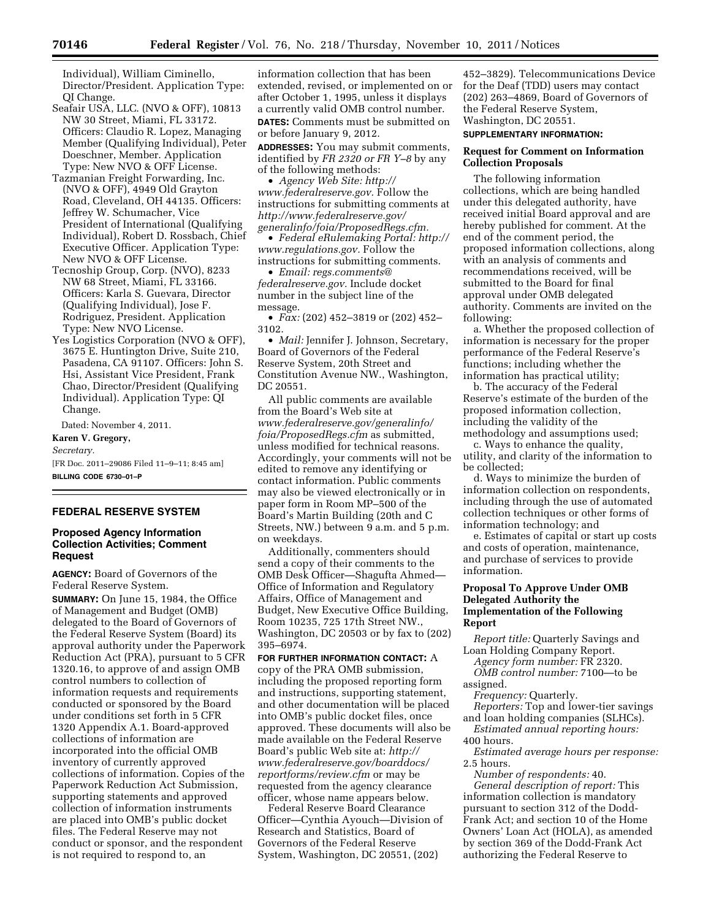Individual), William Ciminello, Director/President. Application Type: QI Change.

Seafair USA, LLC. (NVO & OFF), 10813 NW 30 Street, Miami, FL 33172. Officers: Claudio R. Lopez, Managing Member (Qualifying Individual), Peter Doeschner, Member. Application Type: New NVO & OFF License.

Tazmanian Freight Forwarding, Inc. (NVO & OFF), 4949 Old Grayton Road, Cleveland, OH 44135. Officers: Jeffrey W. Schumacher, Vice President of International (Qualifying Individual), Robert D. Rossbach, Chief Executive Officer. Application Type: New NVO & OFF License.

Tecnoship Group, Corp. (NVO), 8233 NW 68 Street, Miami, FL 33166. Officers: Karla S. Guevara, Director (Qualifying Individual), Jose F. Rodriguez, President. Application Type: New NVO License.

Yes Logistics Corporation (NVO & OFF), 3675 E. Huntington Drive, Suite 210, Pasadena, CA 91107. Officers: John S. Hsi, Assistant Vice President, Frank Chao, Director/President (Qualifying Individual). Application Type: QI Change.

Dated: November 4, 2011.

**Karen V. Gregory,**

*Secretary.*

[FR Doc. 2011–29086 Filed 11–9–11; 8:45 am]

**BILLING CODE 6730–01–P**

## FEDERAL RESERVE SYSTEM

### Proposed Agency Information Collection Activities; Comment Request

**AGENCY:** Board of Governors of the Federal Reserve System.

**SUMMARY:** On June 15, 1984, the Office of Management and Budget (OMB) delegated to the Board of Governors of the Federal Reserve System (Board) its approval authority under the Paperwork Reduction Act (PRA), pursuant to 5 CFR 1320.16, to approve of and assign OMB control numbers to collection of information requests and requirements conducted or sponsored by the Board under conditions set forth in 5 CFR 1320 Appendix A.1. Board-approved collections of information are incorporated into the official OMB inventory of currently approved collections of information. Copies of the Paperwork Reduction Act Submission, supporting statements and approved collection of information instruments are placed into OMB's public docket files. The Federal Reserve may not conduct or sponsor, and the respondent is not required to respond to, an information collection that has been extended, revised, or implemented on or after October 1, 1995, unless it displays a currently valid OMB control number.

**DATES:** Comments must be submitted on or before January 9, 2012.

**ADDRESSES:** You may submit comments, identified by *FR 2320 or FR Y–8* by any of the following methods:

- *Agency Web Site: http://www.federalreserve.gov.* Follow the instructions for submitting comments at *http://www.federalreserve.gov/generalinfo/foia/ProposedRegs.cfm.*
- *Federal eRulemaking Portal: http://www.regulations.gov.* Follow the instructions for submitting comments.
- *Email: regs.comments@federalreserve.gov.* Include docket number in the subject line of the message.
- *Fax:* (202) 452–3819 or (202) 452–3102.
- *Mail:* Jennifer J. Johnson, Secretary, Board of Governors of the Federal Reserve System, 20th Street and Constitution Avenue NW., Washington, DC 20551.

All public comments are available from the Board's Web site at *www.federalreserve.gov/generalinfo/foia/ProposedRegs.cfm* as submitted, unless modified for technical reasons. Accordingly, your comments will not be edited to remove any identifying or contact information. Public comments may also be viewed electronically or in paper form in Room MP–500 of the Board's Martin Building (20th and C Streets, NW.) between 9 a.m. and 5 p.m. on weekdays.

Additionally, commenters should send a copy of their comments to the OMB Desk Officer—Shagufta Ahmed—Office of Information and Regulatory Affairs, Office of Management and Budget, New Executive Office Building, Room 10235, 725 17th Street NW., Washington, DC 20503 or by fax to (202) 395–6974.

**FOR FURTHER INFORMATION CONTACT:** A copy of the PRA OMB submission, including the proposed reporting form and instructions, supporting statement, and other documentation will be placed into OMB's public docket files, once approved. These documents will also be made available on the Federal Reserve Board's public Web site at: *http://www.federalreserve.gov/boarddocs/reportforms/review.cfm* or may be requested from the agency clearance officer, whose name appears below.

Federal Reserve Board Clearance Officer—Cynthia Ayouch—Division of Research and Statistics, Board of Governors of the Federal Reserve System, Washington, DC 20551, (202) 452–3829). Telecommunications Device for the Deaf (TDD) users may contact (202) 263–4869, Board of Governors of the Federal Reserve System, Washington, DC 20551.

**SUPPLEMENTARY INFORMATION:**

### Request for Comment on Information Collection Proposals

The following information collections, which are being handled under this delegated authority, have received initial Board approval and are hereby published for comment. At the end of the comment period, the proposed information collections, along with an analysis of comments and recommendations received, will be submitted to the Board for final approval under OMB delegated authority. Comments are invited on the following:

a. Whether the proposed collection of information is necessary for the proper performance of the Federal Reserve's functions; including whether the information has practical utility;

b. The accuracy of the Federal Reserve's estimate of the burden of the proposed information collection, including the validity of the methodology and assumptions used;

c. Ways to enhance the quality, utility, and clarity of the information to be collected;

d. Ways to minimize the burden of information collection on respondents, including through the use of automated collection techniques or other forms of information technology; and

e. Estimates of capital or start up costs and costs of operation, maintenance, and purchase of services to provide information.

### Proposal To Approve Under OMB Delegated Authority the Implementation of the Following Report

*Report title:* Quarterly Savings and Loan Holding Company Report.

*Agency form number:* FR 2320.

*OMB control number:* 7100—to be assigned.

*Frequency:* Quarterly.

*Reporters:* Top and lower-tier savings and loan holding companies (SLHCs).

*Estimated annual reporting hours:* 400 hours.

*Estimated average hours per response:* 2.5 hours.

*Number of respondents:* 40.

*General description of report:* This information collection is mandatory pursuant to section 312 of the Dodd-Frank Act; and section 10 of the Home Owners' Loan Act (HOLA), as amended by section 369 of the Dodd-Frank Act authorizing the Federal Reserve to